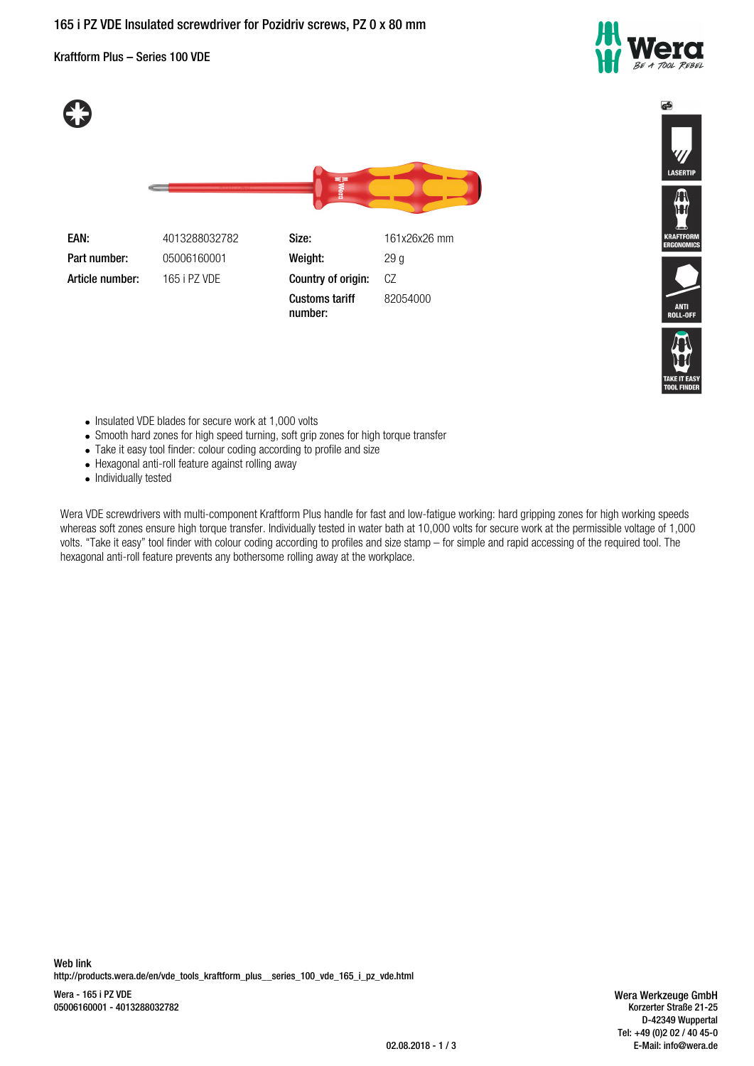# 165 i PZ VDE Insulated screwdriver for Pozidriv screws, PZ 0 x 80 mm

Kraftform Plus – Series 100 VDE

| | | | |
|---|---|---|---|
| **EAN:** | 4013288032782 | **Size:** | 161x26x26 mm |
| **Part number:** | 05006160001 | **Weight:** | 29 g |
| **Article number:** | 165 i PZ VDE | **Country of origin:** | CZ |
| | | **Customs tariff number:** | 82054000 |

LASERTIP

KRAFTFORM ERGONOMICS

ANTI ROLL-OFF

TAKE IT EASY TOOL FINDER

- Insulated VDE blades for secure work at 1,000 volts
- Smooth hard zones for high speed turning, soft grip zones for high torque transfer
- Take it easy tool finder: colour coding according to profile and size
- Hexagonal anti-roll feature against rolling away
- Individually tested

Wera VDE screwdrivers with multi-component Kraftform Plus handle for fast and low-fatigue working: hard gripping zones for high working speeds whereas soft zones ensure high torque transfer. Individually tested in water bath at 10,000 volts for secure work at the permissible voltage of 1,000 volts. "Take it easy" tool finder with colour coding according to profiles and size stamp – for simple and rapid accessing of the required tool. The hexagonal anti-roll feature prevents any bothersome rolling away at the workplace.

**Web link**
http://products.wera.de/en/vde_tools_kraftform_plus__series_100_vde_165_i_pz_vde.html

Wera - 165 i PZ VDE
05006160001 - 4013288032782

Wera Werkzeuge GmbH
Korzerter Straße 21-25
D-42349 Wuppertal
Tel: +49 (0)2 02 / 40 45-0
E-Mail: info@wera.de

02.08.2018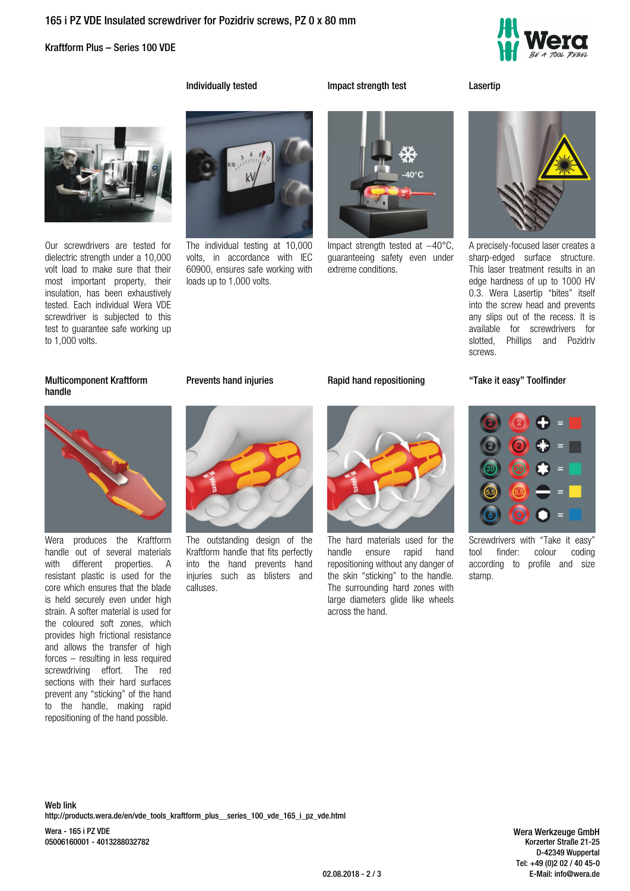# 165 i PZ VDE Insulated screwdriver for Pozidriv screws, PZ 0 x 80 mm

Kraftform Plus – Series 100 VDE

Our screwdrivers are tested for dielectric strength under a 10,000 volt load to make sure that their most important property, their insulation, has been exhaustively tested. Each individual Wera VDE screwdriver is subjected to this test to guarantee safe working up to 1,000 volts.

### Individually tested

The individual testing at 10,000 volts, in accordance with IEC 60900, ensures safe working with loads up to 1,000 volts.

### Impact strength test

Impact strength tested at –40°C, guaranteeing safety even under extreme conditions.

### Lasertip

A precisely-focused laser creates a sharp-edged surface structure. This laser treatment results in an edge hardness of up to 1000 HV 0.3. Wera Lasertip "bites" itself into the screw head and prevents any slips out of the recess. It is available for screwdrivers for slotted, Phillips and Pozidriv screws.

### Multicomponent Kraftform handle

Wera produces the Kraftform handle out of several materials with different properties. A resistant plastic is used for the core which ensures that the blade is held securely even under high strain. A softer material is used for the coloured soft zones, which provides high frictional resistance and allows the transfer of high forces – resulting in less required screwdriving effort. The red sections with their hard surfaces prevent any "sticking" of the hand to the handle, making rapid repositioning of the hand possible.

### Prevents hand injuries

The outstanding design of the Kraftform handle that fits perfectly into the hand prevents hand injuries such as blisters and calluses.

### Rapid hand repositioning

The hard materials used for the handle ensure rapid hand repositioning without any danger of the skin "sticking" to the handle. The surrounding hard zones with large diameters glide like wheels across the hand.

### "Take it easy" Toolfinder

Screwdrivers with "Take it easy" tool finder: colour coding according to profile and size stamp.

**Web link**
http://products.wera.de/en/vde_tools_kraftform_plus__series_100_vde_165_i_pz_vde.html

Wera - 165 i PZ VDE
05006160001 - 4013288032782

Wera Werkzeuge GmbH
Korzerter Straße 21-25
D-42349 Wuppertal
Tel: +49 (0)2 02 / 40 45-0
E-Mail: info@wera.de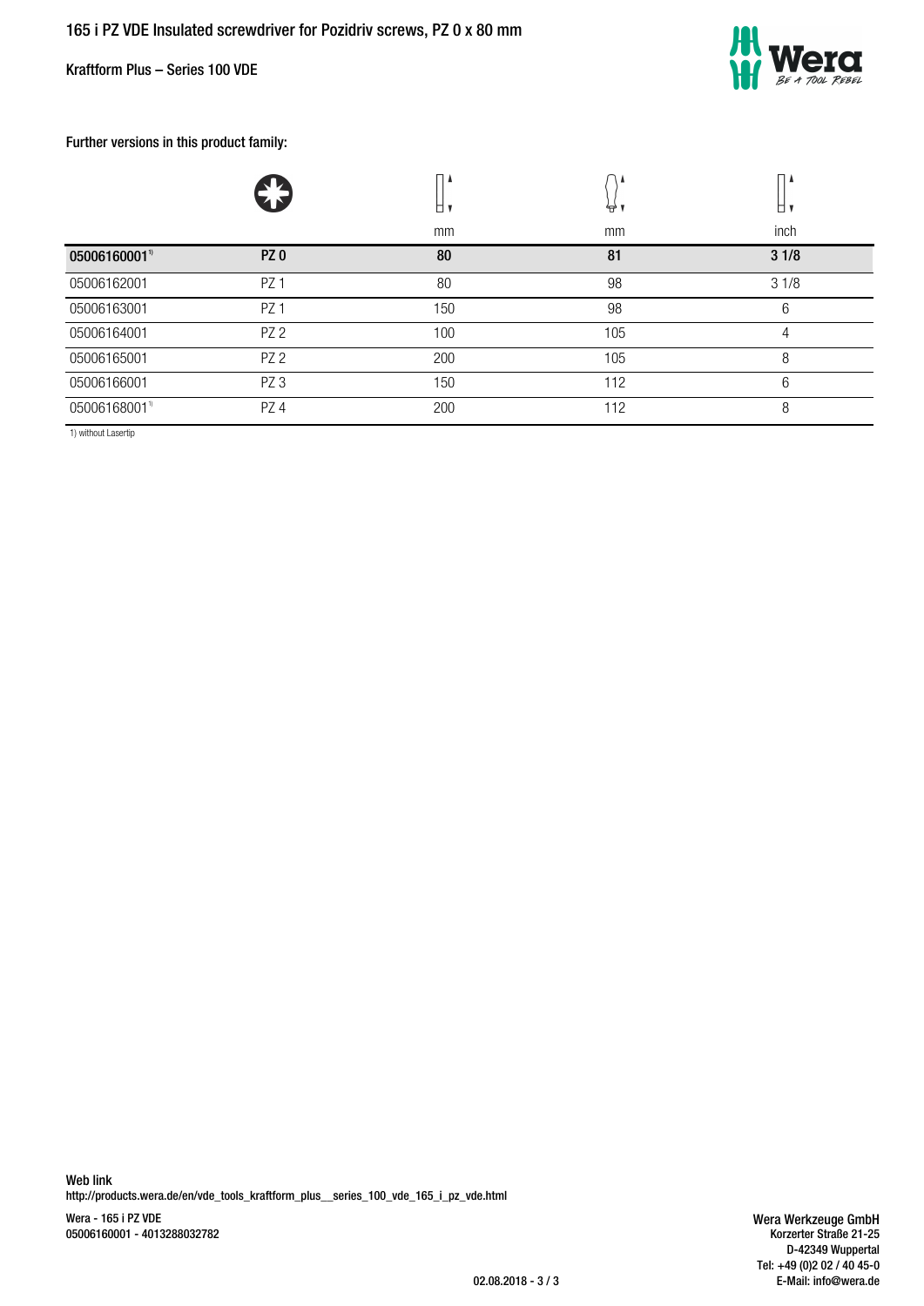# 165 i PZ VDE Insulated screwdriver for Pozidriv screws, PZ 0 x 80 mm

Kraftform Plus – Series 100 VDE

Further versions in this product family:

| | | mm | mm | inch |
|---|---|---|---|---|
| **05006160001[1]** | **PZ 0** | **80** | **81** | **3 1/8** |
| 05006162001 | PZ 1 | 80 | 98 | 3 1/8 |
| 05006163001 | PZ 1 | 150 | 98 | 6 |
| 05006164001 | PZ 2 | 100 | 105 | 4 |
| 05006165001 | PZ 2 | 200 | 105 | 8 |
| 05006166001 | PZ 3 | 150 | 112 | 6 |
| 05006168001[1] | PZ 4 | 200 | 112 | 8 |

1) without Lasertip

Web link
http://products.wera.de/en/vde_tools_kraftform_plus__series_100_vde_165_i_pz_vde.html

Wera - 165 i PZ VDE
05006160001 - 4013288032782

Wera Werkzeuge GmbH
Korzerter Straße 21-25
D-42349 Wuppertal
Tel: +49 (0)2 02 / 40 45-0
E-Mail: info@wera.de

02.08.2018